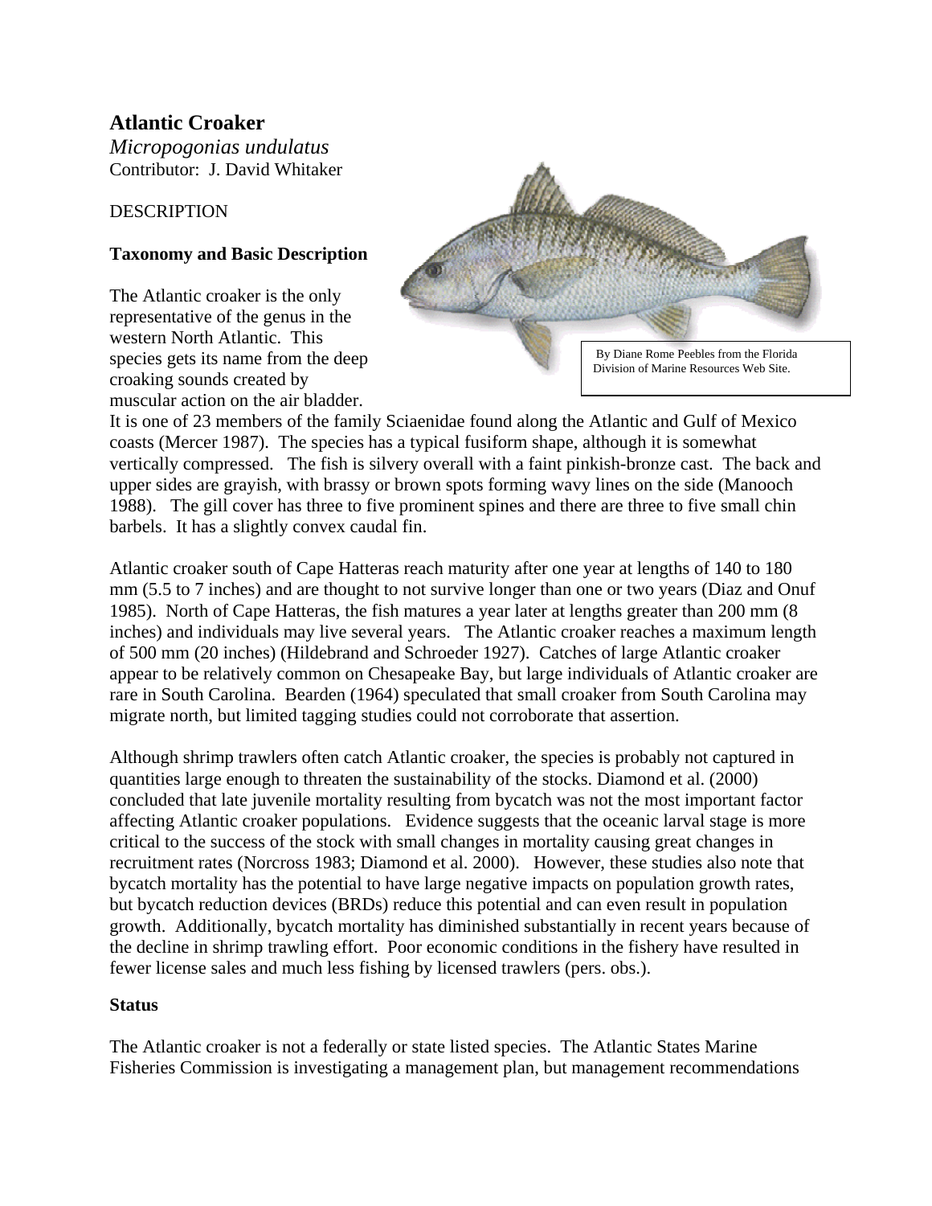# Atlantic Croaker

*Micropogonias undulatus*
Contributor: J. David Whitaker

## DESCRIPTION

### Taxonomy and Basic Description

By Diane Rome Peebles from the Florida Division of Marine Resources Web Site.

The Atlantic croaker is the only representative of the genus in the western North Atlantic. This species gets its name from the deep croaking sounds created by muscular action on the air bladder. It is one of 23 members of the family Sciaenidae found along the Atlantic and Gulf of Mexico coasts (Mercer 1987). The species has a typical fusiform shape, although it is somewhat vertically compressed. The fish is silvery overall with a faint pinkish-bronze cast. The back and upper sides are grayish, with brassy or brown spots forming wavy lines on the side (Manooch 1988). The gill cover has three to five prominent spines and there are three to five small chin barbels. It has a slightly convex caudal fin.

Atlantic croaker south of Cape Hatteras reach maturity after one year at lengths of 140 to 180 mm (5.5 to 7 inches) and are thought to not survive longer than one or two years (Diaz and Onuf 1985). North of Cape Hatteras, the fish matures a year later at lengths greater than 200 mm (8 inches) and individuals may live several years. The Atlantic croaker reaches a maximum length of 500 mm (20 inches) (Hildebrand and Schroeder 1927). Catches of large Atlantic croaker appear to be relatively common on Chesapeake Bay, but large individuals of Atlantic croaker are rare in South Carolina. Bearden (1964) speculated that small croaker from South Carolina may migrate north, but limited tagging studies could not corroborate that assertion.

Although shrimp trawlers often catch Atlantic croaker, the species is probably not captured in quantities large enough to threaten the sustainability of the stocks. Diamond et al. (2000) concluded that late juvenile mortality resulting from bycatch was not the most important factor affecting Atlantic croaker populations. Evidence suggests that the oceanic larval stage is more critical to the success of the stock with small changes in mortality causing great changes in recruitment rates (Norcross 1983; Diamond et al. 2000). However, these studies also note that bycatch mortality has the potential to have large negative impacts on population growth rates, but bycatch reduction devices (BRDs) reduce this potential and can even result in population growth. Additionally, bycatch mortality has diminished substantially in recent years because of the decline in shrimp trawling effort. Poor economic conditions in the fishery have resulted in fewer license sales and much less fishing by licensed trawlers (pers. obs.).

### Status

The Atlantic croaker is not a federally or state listed species. The Atlantic States Marine Fisheries Commission is investigating a management plan, but management recommendations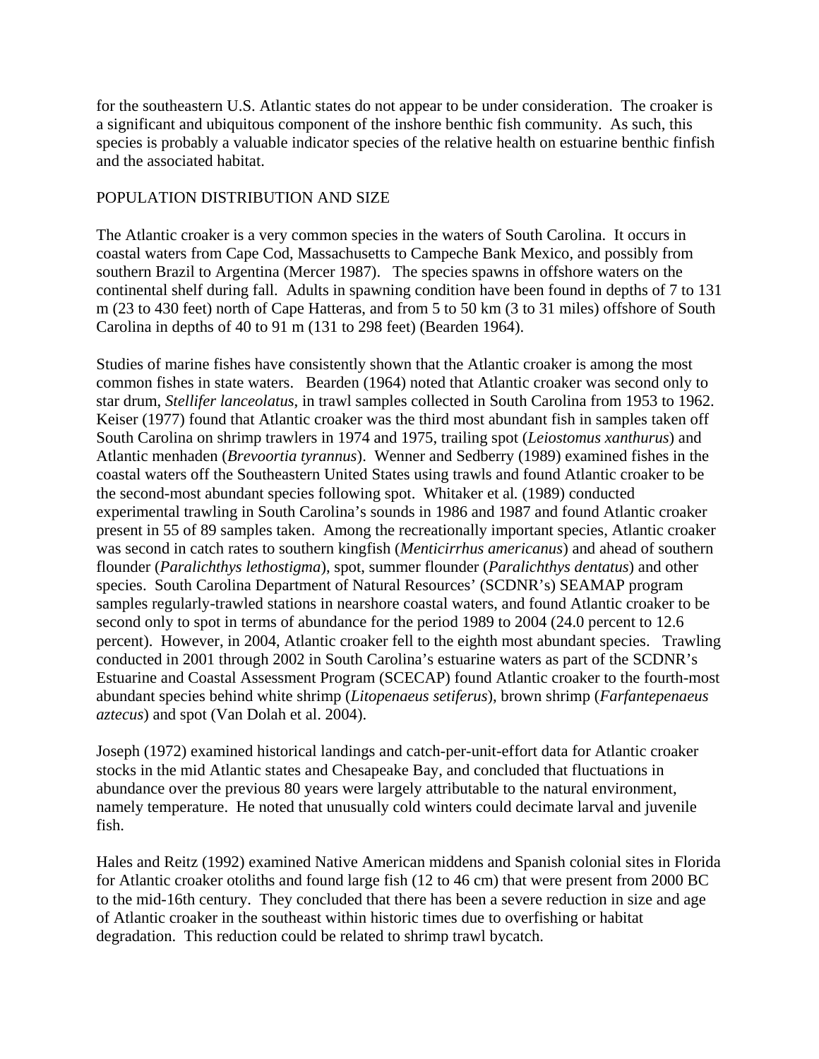for the southeastern U.S. Atlantic states do not appear to be under consideration. The croaker is a significant and ubiquitous component of the inshore benthic fish community. As such, this species is probably a valuable indicator species of the relative health on estuarine benthic finfish and the associated habitat.

## POPULATION DISTRIBUTION AND SIZE

The Atlantic croaker is a very common species in the waters of South Carolina. It occurs in coastal waters from Cape Cod, Massachusetts to Campeche Bank Mexico, and possibly from southern Brazil to Argentina (Mercer 1987). The species spawns in offshore waters on the continental shelf during fall. Adults in spawning condition have been found in depths of 7 to 131 m (23 to 430 feet) north of Cape Hatteras, and from 5 to 50 km (3 to 31 miles) offshore of South Carolina in depths of 40 to 91 m (131 to 298 feet) (Bearden 1964).

Studies of marine fishes have consistently shown that the Atlantic croaker is among the most common fishes in state waters. Bearden (1964) noted that Atlantic croaker was second only to star drum, *Stellifer lanceolatus*, in trawl samples collected in South Carolina from 1953 to 1962. Keiser (1977) found that Atlantic croaker was the third most abundant fish in samples taken off South Carolina on shrimp trawlers in 1974 and 1975, trailing spot (*Leiostomus xanthurus*) and Atlantic menhaden (*Brevoortia tyrannus*). Wenner and Sedberry (1989) examined fishes in the coastal waters off the Southeastern United States using trawls and found Atlantic croaker to be the second-most abundant species following spot. Whitaker et al. (1989) conducted experimental trawling in South Carolina's sounds in 1986 and 1987 and found Atlantic croaker present in 55 of 89 samples taken. Among the recreationally important species, Atlantic croaker was second in catch rates to southern kingfish (*Menticirrhus americanus*) and ahead of southern flounder (*Paralichthys lethostigma*), spot, summer flounder (*Paralichthys dentatus*) and other species. South Carolina Department of Natural Resources' (SCDNR's) SEAMAP program samples regularly-trawled stations in nearshore coastal waters, and found Atlantic croaker to be second only to spot in terms of abundance for the period 1989 to 2004 (24.0 percent to 12.6 percent). However, in 2004, Atlantic croaker fell to the eighth most abundant species. Trawling conducted in 2001 through 2002 in South Carolina's estuarine waters as part of the SCDNR's Estuarine and Coastal Assessment Program (SCECAP) found Atlantic croaker to the fourth-most abundant species behind white shrimp (*Litopenaeus setiferus*), brown shrimp (*Farfantepenaeus aztecus*) and spot (Van Dolah et al. 2004).

Joseph (1972) examined historical landings and catch-per-unit-effort data for Atlantic croaker stocks in the mid Atlantic states and Chesapeake Bay, and concluded that fluctuations in abundance over the previous 80 years were largely attributable to the natural environment, namely temperature. He noted that unusually cold winters could decimate larval and juvenile fish.

Hales and Reitz (1992) examined Native American middens and Spanish colonial sites in Florida for Atlantic croaker otoliths and found large fish (12 to 46 cm) that were present from 2000 BC to the mid-16th century. They concluded that there has been a severe reduction in size and age of Atlantic croaker in the southeast within historic times due to overfishing or habitat degradation. This reduction could be related to shrimp trawl bycatch.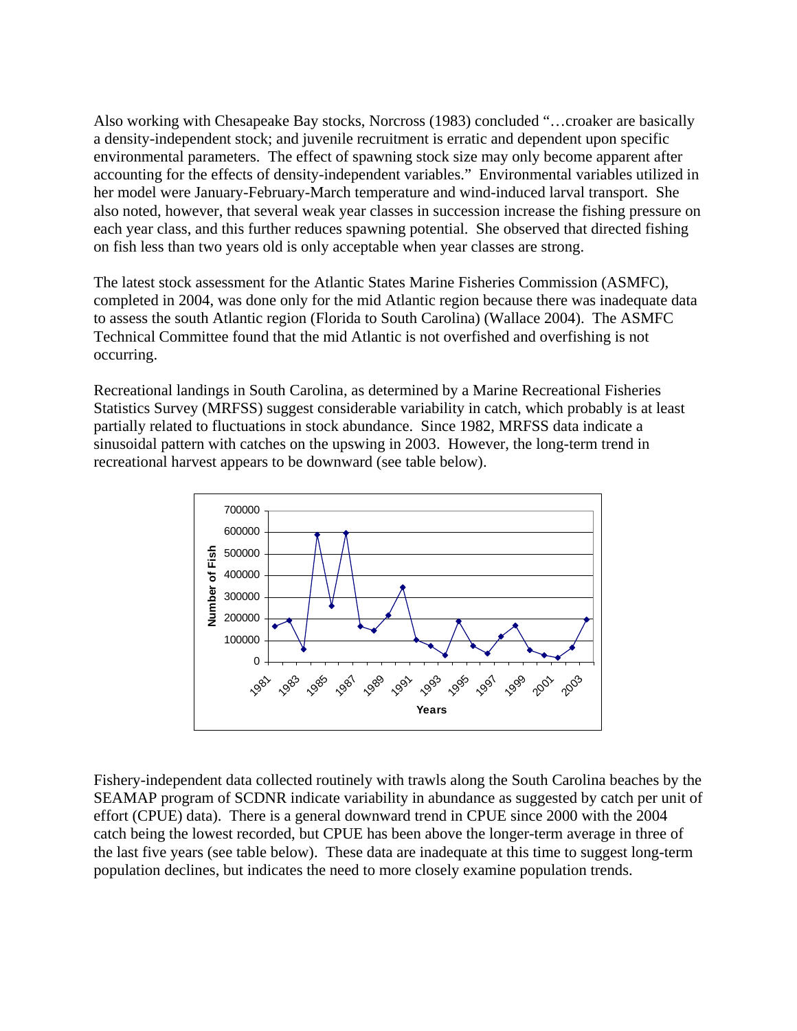Also working with Chesapeake Bay stocks, Norcross (1983) concluded "…croaker are basically a density-independent stock; and juvenile recruitment is erratic and dependent upon specific environmental parameters. The effect of spawning stock size may only become apparent after accounting for the effects of density-independent variables." Environmental variables utilized in her model were January-February-March temperature and wind-induced larval transport. She also noted, however, that several weak year classes in succession increase the fishing pressure on each year class, and this further reduces spawning potential. She observed that directed fishing on fish less than two years old is only acceptable when year classes are strong.

The latest stock assessment for the Atlantic States Marine Fisheries Commission (ASMFC), completed in 2004, was done only for the mid Atlantic region because there was inadequate data to assess the south Atlantic region (Florida to South Carolina) (Wallace 2004). The ASMFC Technical Committee found that the mid Atlantic is not overfished and overfishing is not occurring.

Recreational landings in South Carolina, as determined by a Marine Recreational Fisheries Statistics Survey (MRFSS) suggest considerable variability in catch, which probably is at least partially related to fluctuations in stock abundance. Since 1982, MRFSS data indicate a sinusoidal pattern with catches on the upswing in 2003. However, the long-term trend in recreational harvest appears to be downward (see table below).

Fishery-independent data collected routinely with trawls along the South Carolina beaches by the SEAMAP program of SCDNR indicate variability in abundance as suggested by catch per unit of effort (CPUE) data). There is a general downward trend in CPUE since 2000 with the 2004 catch being the lowest recorded, but CPUE has been above the longer-term average in three of the last five years (see table below). These data are inadequate at this time to suggest long-term population declines, but indicates the need to more closely examine population trends.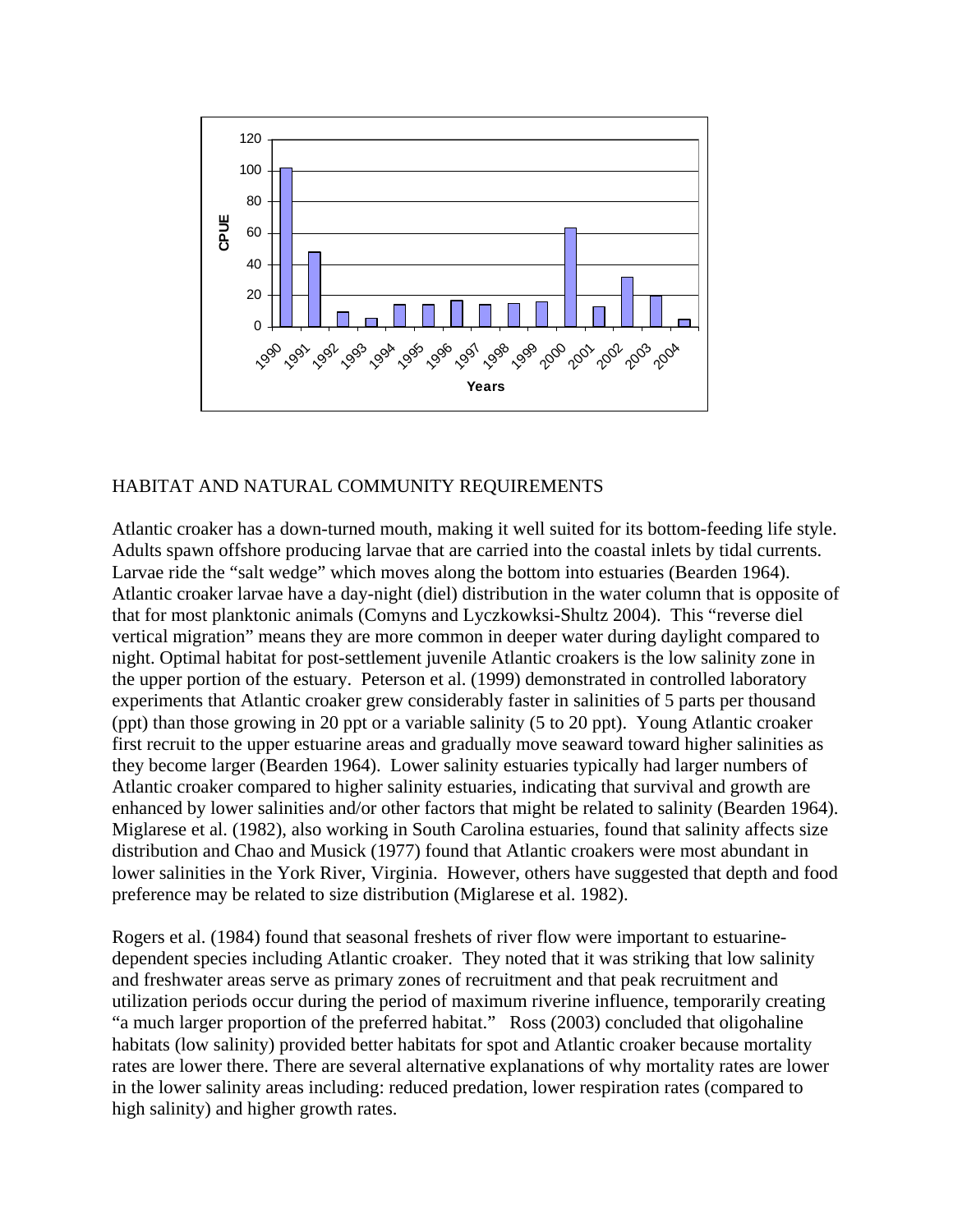## HABITAT AND NATURAL COMMUNITY REQUIREMENTS

Atlantic croaker has a down-turned mouth, making it well suited for its bottom-feeding life style. Adults spawn offshore producing larvae that are carried into the coastal inlets by tidal currents. Larvae ride the "salt wedge" which moves along the bottom into estuaries (Bearden 1964). Atlantic croaker larvae have a day-night (diel) distribution in the water column that is opposite of that for most planktonic animals (Comyns and Lyczkowksi-Shultz 2004). This "reverse diel vertical migration" means they are more common in deeper water during daylight compared to night. Optimal habitat for post-settlement juvenile Atlantic croakers is the low salinity zone in the upper portion of the estuary. Peterson et al. (1999) demonstrated in controlled laboratory experiments that Atlantic croaker grew considerably faster in salinities of 5 parts per thousand (ppt) than those growing in 20 ppt or a variable salinity (5 to 20 ppt). Young Atlantic croaker first recruit to the upper estuarine areas and gradually move seaward toward higher salinities as they become larger (Bearden 1964). Lower salinity estuaries typically had larger numbers of Atlantic croaker compared to higher salinity estuaries, indicating that survival and growth are enhanced by lower salinities and/or other factors that might be related to salinity (Bearden 1964). Miglarese et al. (1982), also working in South Carolina estuaries, found that salinity affects size distribution and Chao and Musick (1977) found that Atlantic croakers were most abundant in lower salinities in the York River, Virginia. However, others have suggested that depth and food preference may be related to size distribution (Miglarese et al. 1982).

Rogers et al. (1984) found that seasonal freshets of river flow were important to estuarine-dependent species including Atlantic croaker. They noted that it was striking that low salinity and freshwater areas serve as primary zones of recruitment and that peak recruitment and utilization periods occur during the period of maximum riverine influence, temporarily creating "a much larger proportion of the preferred habitat." Ross (2003) concluded that oligohaline habitats (low salinity) provided better habitats for spot and Atlantic croaker because mortality rates are lower there. There are several alternative explanations of why mortality rates are lower in the lower salinity areas including: reduced predation, lower respiration rates (compared to high salinity) and higher growth rates.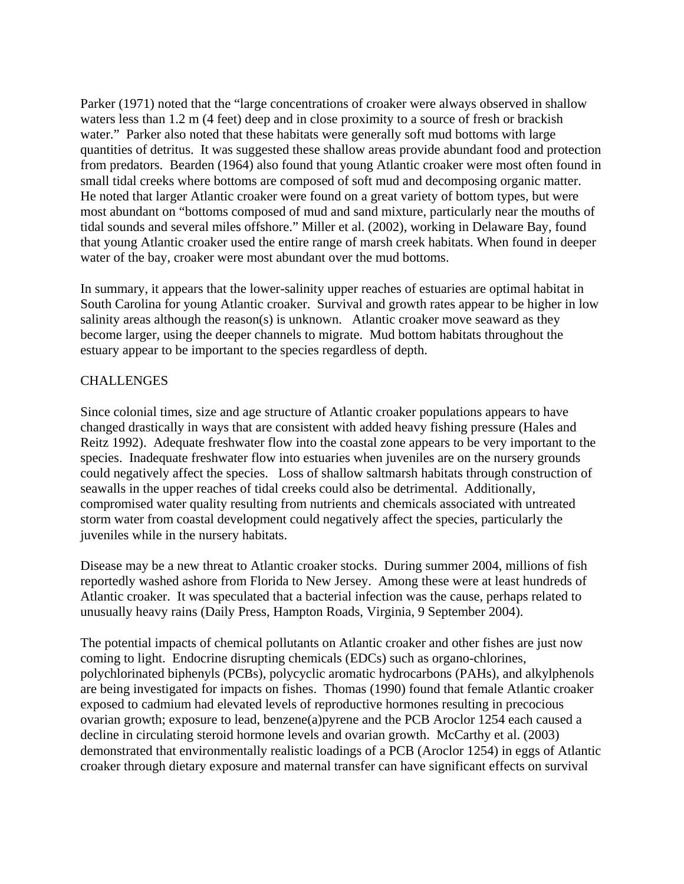Parker (1971) noted that the "large concentrations of croaker were always observed in shallow waters less than 1.2 m (4 feet) deep and in close proximity to a source of fresh or brackish water." Parker also noted that these habitats were generally soft mud bottoms with large quantities of detritus. It was suggested these shallow areas provide abundant food and protection from predators. Bearden (1964) also found that young Atlantic croaker were most often found in small tidal creeks where bottoms are composed of soft mud and decomposing organic matter. He noted that larger Atlantic croaker were found on a great variety of bottom types, but were most abundant on "bottoms composed of mud and sand mixture, particularly near the mouths of tidal sounds and several miles offshore." Miller et al. (2002), working in Delaware Bay, found that young Atlantic croaker used the entire range of marsh creek habitats. When found in deeper water of the bay, croaker were most abundant over the mud bottoms.

In summary, it appears that the lower-salinity upper reaches of estuaries are optimal habitat in South Carolina for young Atlantic croaker. Survival and growth rates appear to be higher in low salinity areas although the reason(s) is unknown. Atlantic croaker move seaward as they become larger, using the deeper channels to migrate. Mud bottom habitats throughout the estuary appear to be important to the species regardless of depth.

## CHALLENGES

Since colonial times, size and age structure of Atlantic croaker populations appears to have changed drastically in ways that are consistent with added heavy fishing pressure (Hales and Reitz 1992). Adequate freshwater flow into the coastal zone appears to be very important to the species. Inadequate freshwater flow into estuaries when juveniles are on the nursery grounds could negatively affect the species. Loss of shallow saltmarsh habitats through construction of seawalls in the upper reaches of tidal creeks could also be detrimental. Additionally, compromised water quality resulting from nutrients and chemicals associated with untreated storm water from coastal development could negatively affect the species, particularly the juveniles while in the nursery habitats.

Disease may be a new threat to Atlantic croaker stocks. During summer 2004, millions of fish reportedly washed ashore from Florida to New Jersey. Among these were at least hundreds of Atlantic croaker. It was speculated that a bacterial infection was the cause, perhaps related to unusually heavy rains (Daily Press, Hampton Roads, Virginia, 9 September 2004).

The potential impacts of chemical pollutants on Atlantic croaker and other fishes are just now coming to light. Endocrine disrupting chemicals (EDCs) such as organo-chlorines, polychlorinated biphenyls (PCBs), polycyclic aromatic hydrocarbons (PAHs), and alkylphenols are being investigated for impacts on fishes. Thomas (1990) found that female Atlantic croaker exposed to cadmium had elevated levels of reproductive hormones resulting in precocious ovarian growth; exposure to lead, benzene(a)pyrene and the PCB Aroclor 1254 each caused a decline in circulating steroid hormone levels and ovarian growth. McCarthy et al. (2003) demonstrated that environmentally realistic loadings of a PCB (Aroclor 1254) in eggs of Atlantic croaker through dietary exposure and maternal transfer can have significant effects on survival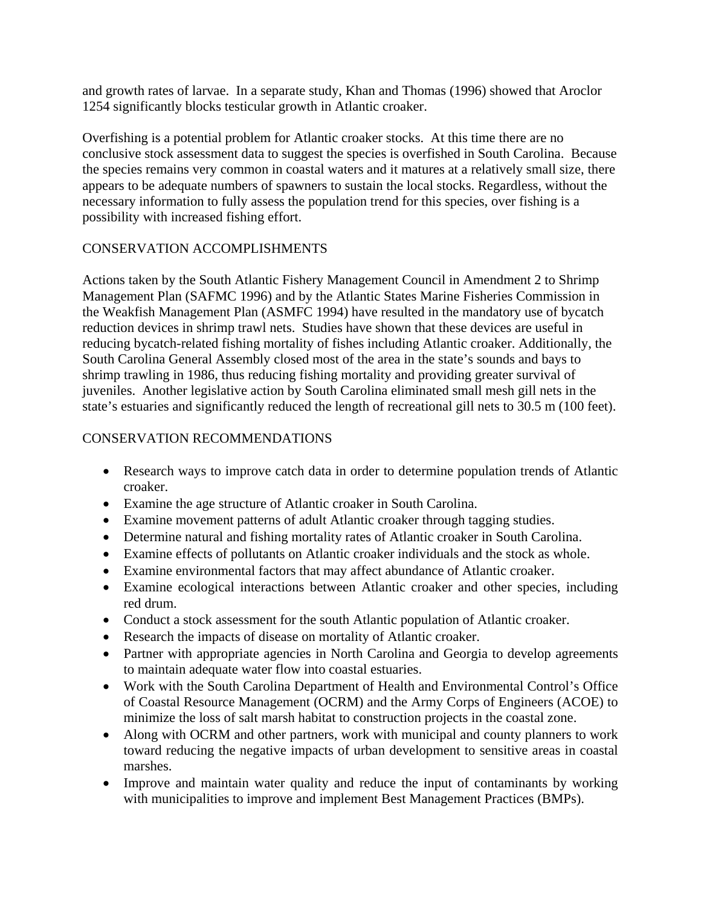and growth rates of larvae. In a separate study, Khan and Thomas (1996) showed that Aroclor 1254 significantly blocks testicular growth in Atlantic croaker.

Overfishing is a potential problem for Atlantic croaker stocks. At this time there are no conclusive stock assessment data to suggest the species is overfished in South Carolina. Because the species remains very common in coastal waters and it matures at a relatively small size, there appears to be adequate numbers of spawners to sustain the local stocks. Regardless, without the necessary information to fully assess the population trend for this species, over fishing is a possibility with increased fishing effort.

## CONSERVATION ACCOMPLISHMENTS

Actions taken by the South Atlantic Fishery Management Council in Amendment 2 to Shrimp Management Plan (SAFMC 1996) and by the Atlantic States Marine Fisheries Commission in the Weakfish Management Plan (ASMFC 1994) have resulted in the mandatory use of bycatch reduction devices in shrimp trawl nets. Studies have shown that these devices are useful in reducing bycatch-related fishing mortality of fishes including Atlantic croaker. Additionally, the South Carolina General Assembly closed most of the area in the state's sounds and bays to shrimp trawling in 1986, thus reducing fishing mortality and providing greater survival of juveniles. Another legislative action by South Carolina eliminated small mesh gill nets in the state's estuaries and significantly reduced the length of recreational gill nets to 30.5 m (100 feet).

## CONSERVATION RECOMMENDATIONS

- Research ways to improve catch data in order to determine population trends of Atlantic croaker.
- Examine the age structure of Atlantic croaker in South Carolina.
- Examine movement patterns of adult Atlantic croaker through tagging studies.
- Determine natural and fishing mortality rates of Atlantic croaker in South Carolina.
- Examine effects of pollutants on Atlantic croaker individuals and the stock as whole.
- Examine environmental factors that may affect abundance of Atlantic croaker.
- Examine ecological interactions between Atlantic croaker and other species, including red drum.
- Conduct a stock assessment for the south Atlantic population of Atlantic croaker.
- Research the impacts of disease on mortality of Atlantic croaker.
- Partner with appropriate agencies in North Carolina and Georgia to develop agreements to maintain adequate water flow into coastal estuaries.
- Work with the South Carolina Department of Health and Environmental Control's Office of Coastal Resource Management (OCRM) and the Army Corps of Engineers (ACOE) to minimize the loss of salt marsh habitat to construction projects in the coastal zone.
- Along with OCRM and other partners, work with municipal and county planners to work toward reducing the negative impacts of urban development to sensitive areas in coastal marshes.
- Improve and maintain water quality and reduce the input of contaminants by working with municipalities to improve and implement Best Management Practices (BMPs).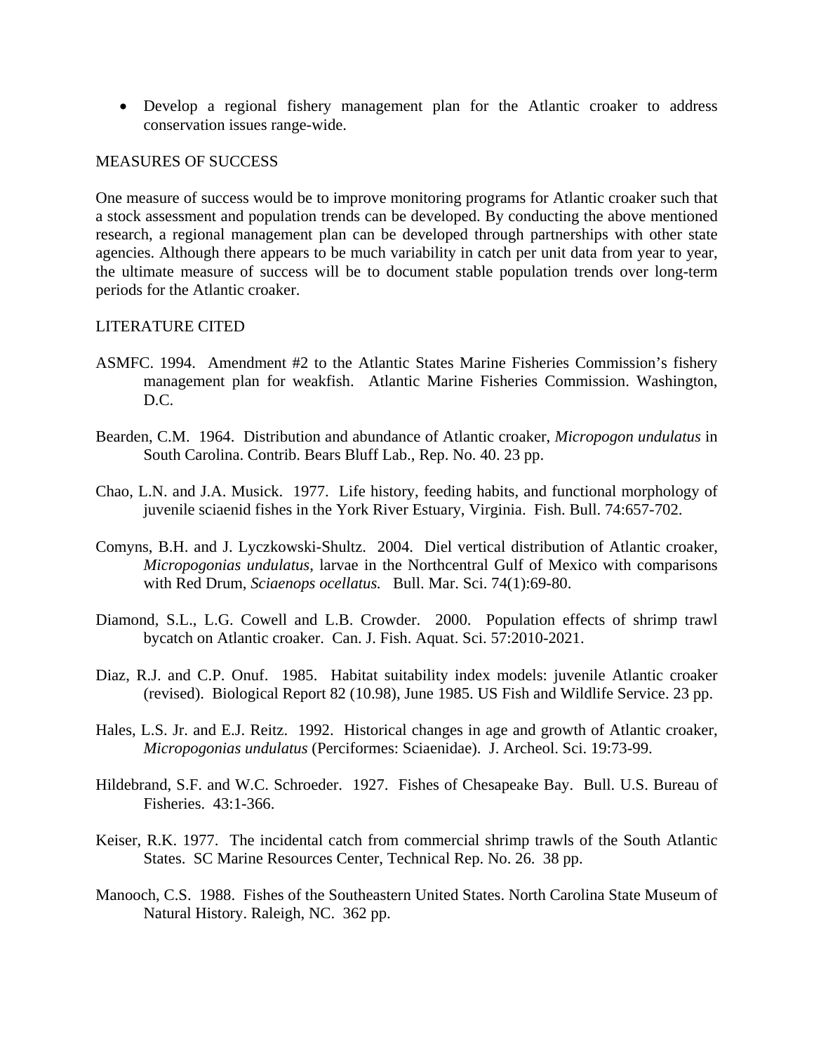- Develop a regional fishery management plan for the Atlantic croaker to address conservation issues range-wide.

## MEASURES OF SUCCESS

One measure of success would be to improve monitoring programs for Atlantic croaker such that a stock assessment and population trends can be developed. By conducting the above mentioned research, a regional management plan can be developed through partnerships with other state agencies. Although there appears to be much variability in catch per unit data from year to year, the ultimate measure of success will be to document stable population trends over long-term periods for the Atlantic croaker.

## LITERATURE CITED

ASMFC. 1994. Amendment #2 to the Atlantic States Marine Fisheries Commission's fishery management plan for weakfish. Atlantic Marine Fisheries Commission. Washington, D.C.

Bearden, C.M. 1964. Distribution and abundance of Atlantic croaker, *Micropogon undulatus* in South Carolina. Contrib. Bears Bluff Lab., Rep. No. 40. 23 pp.

Chao, L.N. and J.A. Musick. 1977. Life history, feeding habits, and functional morphology of juvenile sciaenid fishes in the York River Estuary, Virginia. Fish. Bull. 74:657-702.

Comyns, B.H. and J. Lyczkowski-Shultz. 2004. Diel vertical distribution of Atlantic croaker, *Micropogonias undulatus,* larvae in the Northcentral Gulf of Mexico with comparisons with Red Drum, *Sciaenops ocellatus.* Bull. Mar. Sci. 74(1):69-80.

Diamond, S.L., L.G. Cowell and L.B. Crowder. 2000. Population effects of shrimp trawl bycatch on Atlantic croaker. Can. J. Fish. Aquat. Sci. 57:2010-2021.

Diaz, R.J. and C.P. Onuf. 1985. Habitat suitability index models: juvenile Atlantic croaker (revised). Biological Report 82 (10.98), June 1985. US Fish and Wildlife Service. 23 pp.

Hales, L.S. Jr. and E.J. Reitz. 1992. Historical changes in age and growth of Atlantic croaker, *Micropogonias undulatus* (Perciformes: Sciaenidae). J. Archeol. Sci. 19:73-99.

Hildebrand, S.F. and W.C. Schroeder. 1927. Fishes of Chesapeake Bay. Bull. U.S. Bureau of Fisheries. 43:1-366.

Keiser, R.K. 1977. The incidental catch from commercial shrimp trawls of the South Atlantic States. SC Marine Resources Center, Technical Rep. No. 26. 38 pp.

Manooch, C.S. 1988. Fishes of the Southeastern United States. North Carolina State Museum of Natural History. Raleigh, NC. 362 pp.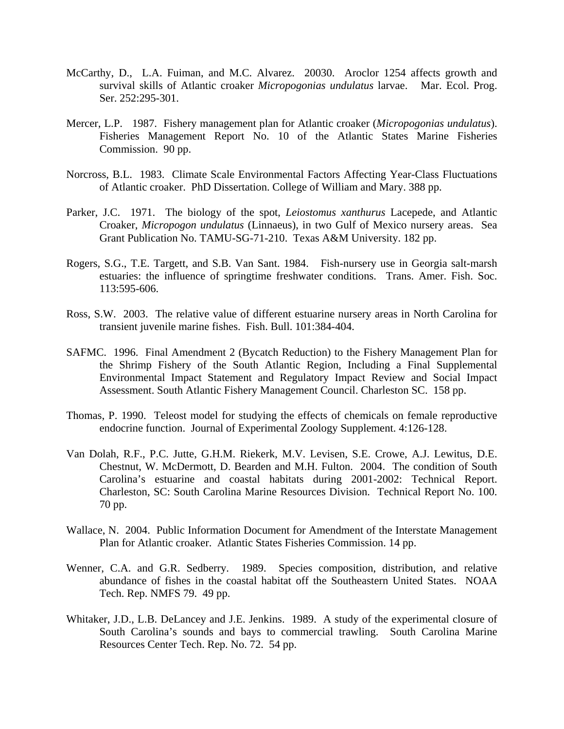McCarthy, D., L.A. Fuiman, and M.C. Alvarez. 20030. Aroclor 1254 affects growth and survival skills of Atlantic croaker *Micropogonias undulatus* larvae. Mar. Ecol. Prog. Ser. 252:295-301.

Mercer, L.P. 1987. Fishery management plan for Atlantic croaker (*Micropogonias undulatus*). Fisheries Management Report No. 10 of the Atlantic States Marine Fisheries Commission. 90 pp.

Norcross, B.L. 1983. Climate Scale Environmental Factors Affecting Year-Class Fluctuations of Atlantic croaker. PhD Dissertation. College of William and Mary. 388 pp.

Parker, J.C. 1971. The biology of the spot, *Leiostomus xanthurus* Lacepede, and Atlantic Croaker, *Micropogon undulatus* (Linnaeus), in two Gulf of Mexico nursery areas. Sea Grant Publication No. TAMU-SG-71-210. Texas A&M University. 182 pp.

Rogers, S.G., T.E. Targett, and S.B. Van Sant. 1984. Fish-nursery use in Georgia salt-marsh estuaries: the influence of springtime freshwater conditions. Trans. Amer. Fish. Soc. 113:595-606.

Ross, S.W. 2003. The relative value of different estuarine nursery areas in North Carolina for transient juvenile marine fishes. Fish. Bull. 101:384-404.

SAFMC. 1996. Final Amendment 2 (Bycatch Reduction) to the Fishery Management Plan for the Shrimp Fishery of the South Atlantic Region, Including a Final Supplemental Environmental Impact Statement and Regulatory Impact Review and Social Impact Assessment. South Atlantic Fishery Management Council. Charleston SC. 158 pp.

Thomas, P. 1990. Teleost model for studying the effects of chemicals on female reproductive endocrine function. Journal of Experimental Zoology Supplement. 4:126-128.

Van Dolah, R.F., P.C. Jutte, G.H.M. Riekerk, M.V. Levisen, S.E. Crowe, A.J. Lewitus, D.E. Chestnut, W. McDermott, D. Bearden and M.H. Fulton. 2004. The condition of South Carolina's estuarine and coastal habitats during 2001-2002: Technical Report. Charleston, SC: South Carolina Marine Resources Division. Technical Report No. 100. 70 pp.

Wallace, N. 2004. Public Information Document for Amendment of the Interstate Management Plan for Atlantic croaker. Atlantic States Fisheries Commission. 14 pp.

Wenner, C.A. and G.R. Sedberry. 1989. Species composition, distribution, and relative abundance of fishes in the coastal habitat off the Southeastern United States. NOAA Tech. Rep. NMFS 79. 49 pp.

Whitaker, J.D., L.B. DeLancey and J.E. Jenkins. 1989. A study of the experimental closure of South Carolina's sounds and bays to commercial trawling. South Carolina Marine Resources Center Tech. Rep. No. 72. 54 pp.